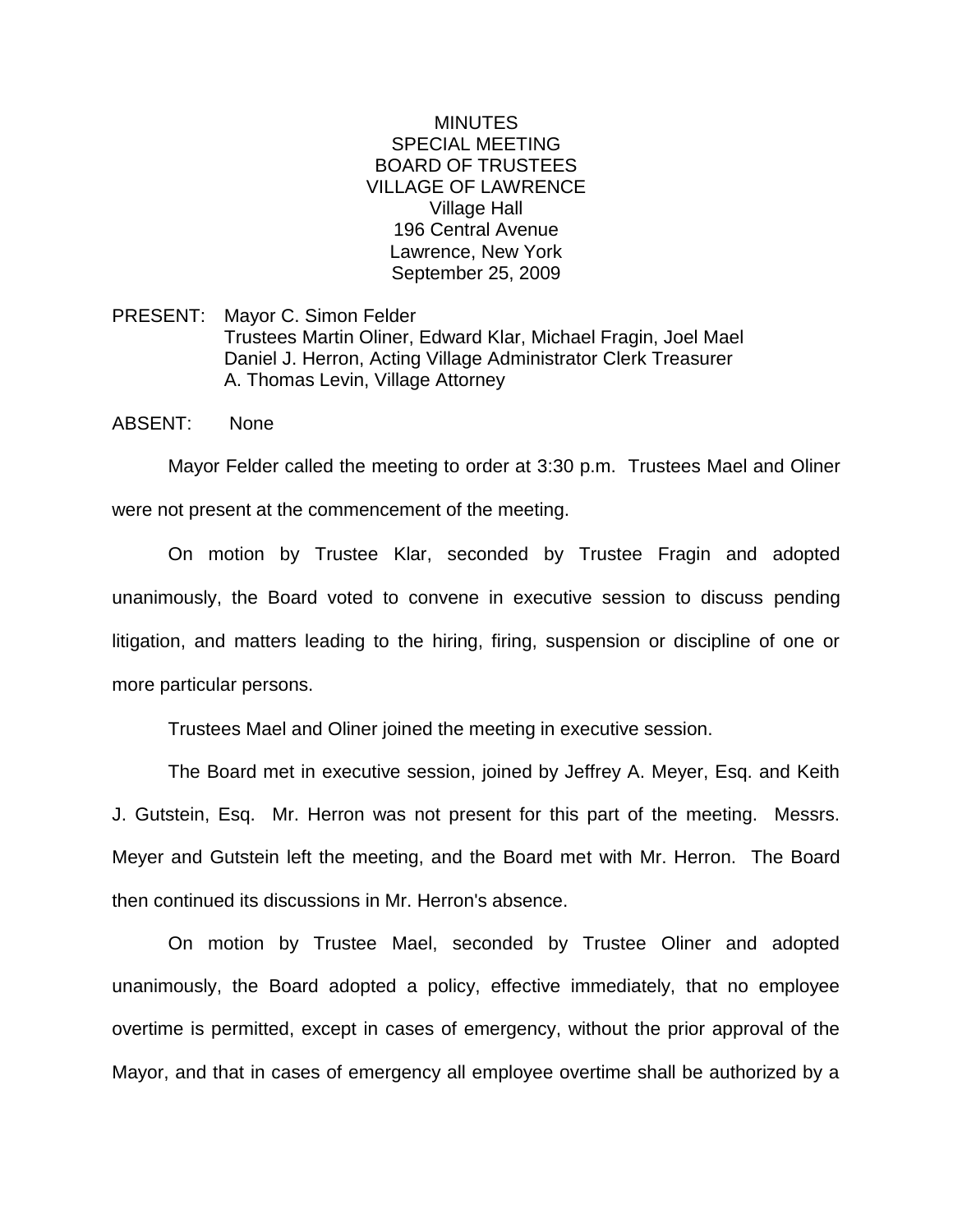# MINUTES
## SPECIAL MEETING
## BOARD OF TRUSTEES
## VILLAGE OF LAWRENCE

Village Hall
196 Central Avenue
Lawrence, New York
September 25, 2009

PRESENT: Mayor C. Simon Felder
Trustees Martin Oliner, Edward Klar, Michael Fragin, Joel Mael
Daniel J. Herron, Acting Village Administrator Clerk Treasurer
A. Thomas Levin, Village Attorney

ABSENT: None

Mayor Felder called the meeting to order at 3:30 p.m. Trustees Mael and Oliner were not present at the commencement of the meeting.

On motion by Trustee Klar, seconded by Trustee Fragin and adopted unanimously, the Board voted to convene in executive session to discuss pending litigation, and matters leading to the hiring, firing, suspension or discipline of one or more particular persons.

Trustees Mael and Oliner joined the meeting in executive session.

The Board met in executive session, joined by Jeffrey A. Meyer, Esq. and Keith J. Gutstein, Esq. Mr. Herron was not present for this part of the meeting. Messrs. Meyer and Gutstein left the meeting, and the Board met with Mr. Herron. The Board then continued its discussions in Mr. Herron's absence.

On motion by Trustee Mael, seconded by Trustee Oliner and adopted unanimously, the Board adopted a policy, effective immediately, that no employee overtime is permitted, except in cases of emergency, without the prior approval of the Mayor, and that in cases of emergency all employee overtime shall be authorized by a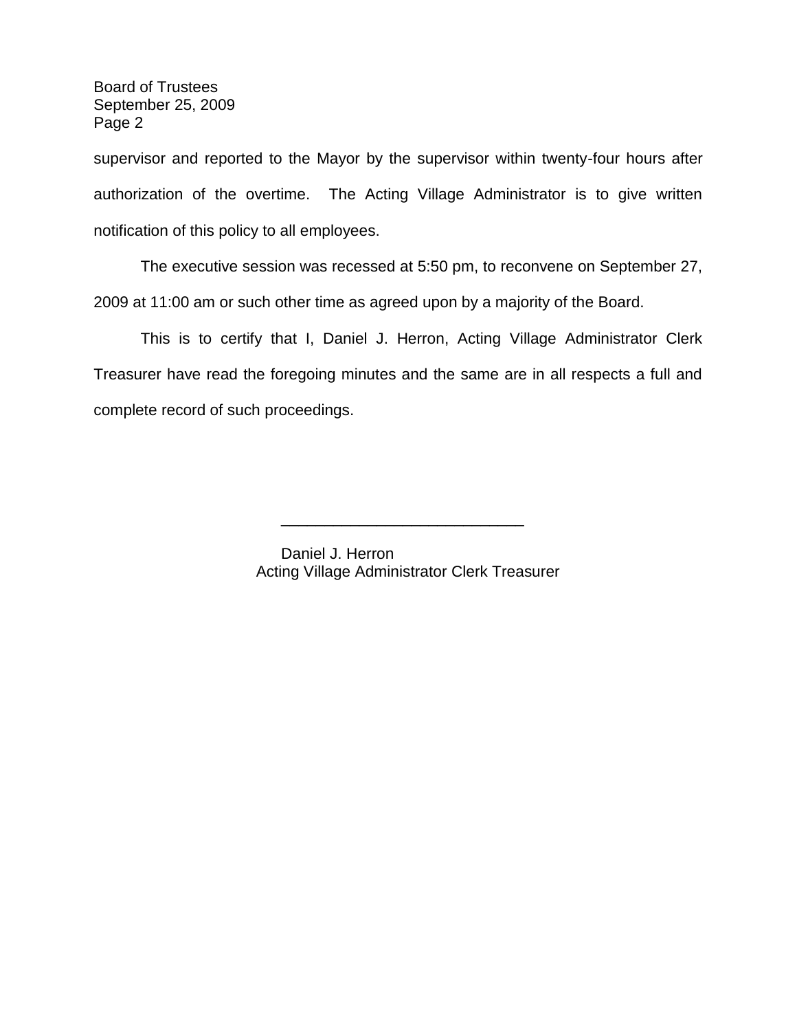supervisor and reported to the Mayor by the supervisor within twenty-four hours after authorization of the overtime. The Acting Village Administrator is to give written notification of this policy to all employees.

The executive session was recessed at 5:50 pm, to reconvene on September 27, 2009 at 11:00 am or such other time as agreed upon by a majority of the Board.

This is to certify that I, Daniel J. Herron, Acting Village Administrator Clerk Treasurer have read the foregoing minutes and the same are in all respects a full and complete record of such proceedings.

\_\_\_\_\_\_\_\_\_\_\_\_\_\_\_\_\_\_\_\_\_\_\_\_\_\_\_\_

Daniel J. Herron
Acting Village Administrator Clerk Treasurer